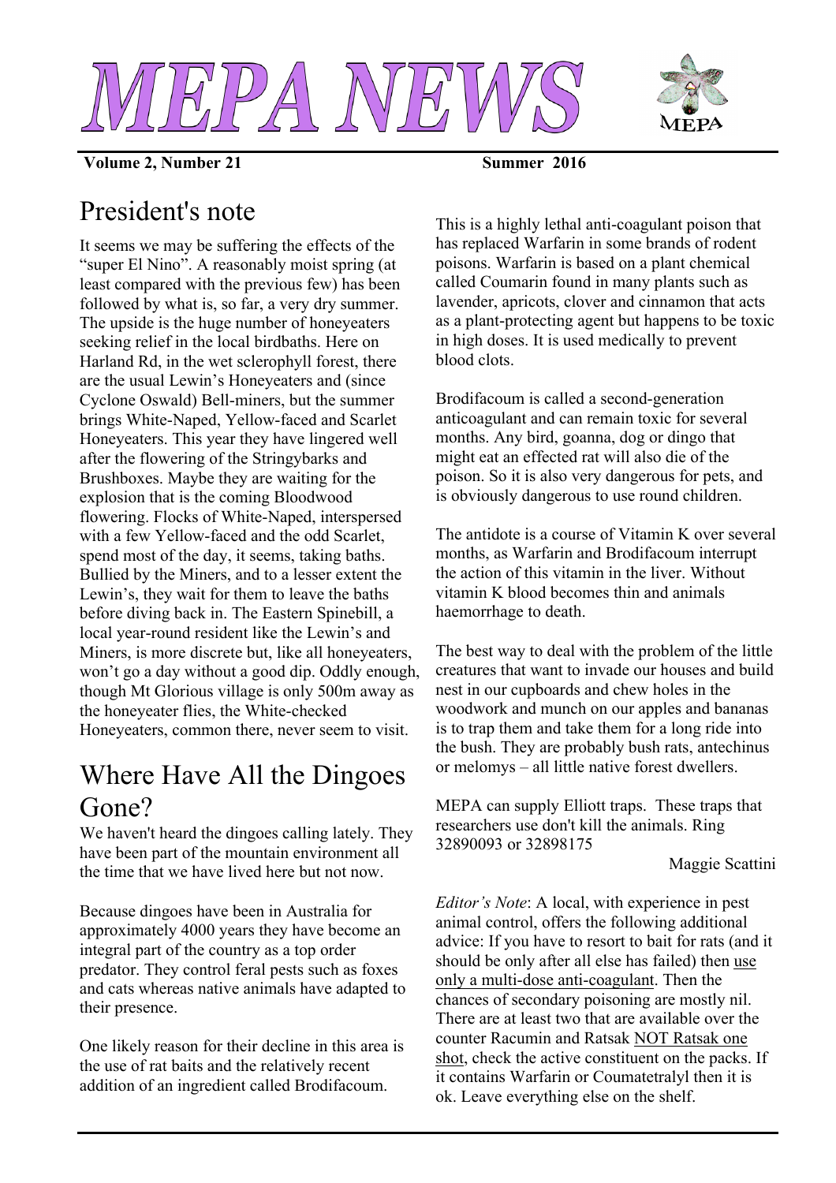# MEPA NEWS

**Volume 2, Number 21** **Summer 2016**

## President's note

It seems we may be suffering the effects of the "super El Nino". A reasonably moist spring (at least compared with the previous few) has been followed by what is, so far, a very dry summer. The upside is the huge number of honeyeaters seeking relief in the local birdbaths. Here on Harland Rd, in the wet sclerophyll forest, there are the usual Lewin's Honeyeaters and (since Cyclone Oswald) Bell-miners, but the summer brings White-Naped, Yellow-faced and Scarlet Honeyeaters. This year they have lingered well after the flowering of the Stringybarks and Brushboxes. Maybe they are waiting for the explosion that is the coming Bloodwood flowering. Flocks of White-Naped, interspersed with a few Yellow-faced and the odd Scarlet, spend most of the day, it seems, taking baths. Bullied by the Miners, and to a lesser extent the Lewin's, they wait for them to leave the baths before diving back in. The Eastern Spinebill, a local year-round resident like the Lewin's and Miners, is more discrete but, like all honeyeaters, won't go a day without a good dip. Oddly enough, though Mt Glorious village is only 500m away as the honeyeater flies, the White-checked Honeyeaters, common there, never seem to visit.

## Where Have All the Dingoes Gone?

We haven't heard the dingoes calling lately. They have been part of the mountain environment all the time that we have lived here but not now.

Because dingoes have been in Australia for approximately 4000 years they have become an integral part of the country as a top order predator. They control feral pests such as foxes and cats whereas native animals have adapted to their presence.

One likely reason for their decline in this area is the use of rat baits and the relatively recent addition of an ingredient called Brodifacoum.

This is a highly lethal anti-coagulant poison that has replaced Warfarin in some brands of rodent poisons. Warfarin is based on a plant chemical called Coumarin found in many plants such as lavender, apricots, clover and cinnamon that acts as a plant-protecting agent but happens to be toxic in high doses. It is used medically to prevent blood clots.

Brodifacoum is called a second-generation anticoagulant and can remain toxic for several months. Any bird, goanna, dog or dingo that might eat an effected rat will also die of the poison. So it is also very dangerous for pets, and is obviously dangerous to use round children.

The antidote is a course of Vitamin K over several months, as Warfarin and Brodifacoum interrupt the action of this vitamin in the liver. Without vitamin K blood becomes thin and animals haemorrhage to death.

The best way to deal with the problem of the little creatures that want to invade our houses and build nest in our cupboards and chew holes in the woodwork and munch on our apples and bananas is to trap them and take them for a long ride into the bush. They are probably bush rats, antechinus or melomys – all little native forest dwellers.

MEPA can supply Elliott traps. These traps that researchers use don't kill the animals. Ring 32890093 or 32898175

Maggie Scattini

*Editor's Note*: A local, with experience in pest animal control, offers the following additional advice: If you have to resort to bait for rats (and it should be only after all else has failed) then <u>use only a multi-dose anti-coagulant</u>. Then the chances of secondary poisoning are mostly nil. There are at least two that are available over the counter Racumin and Ratsak <u>NOT Ratsak one shot</u>, check the active constituent on the packs. If it contains Warfarin or Coumatetralyl then it is ok. Leave everything else on the shelf.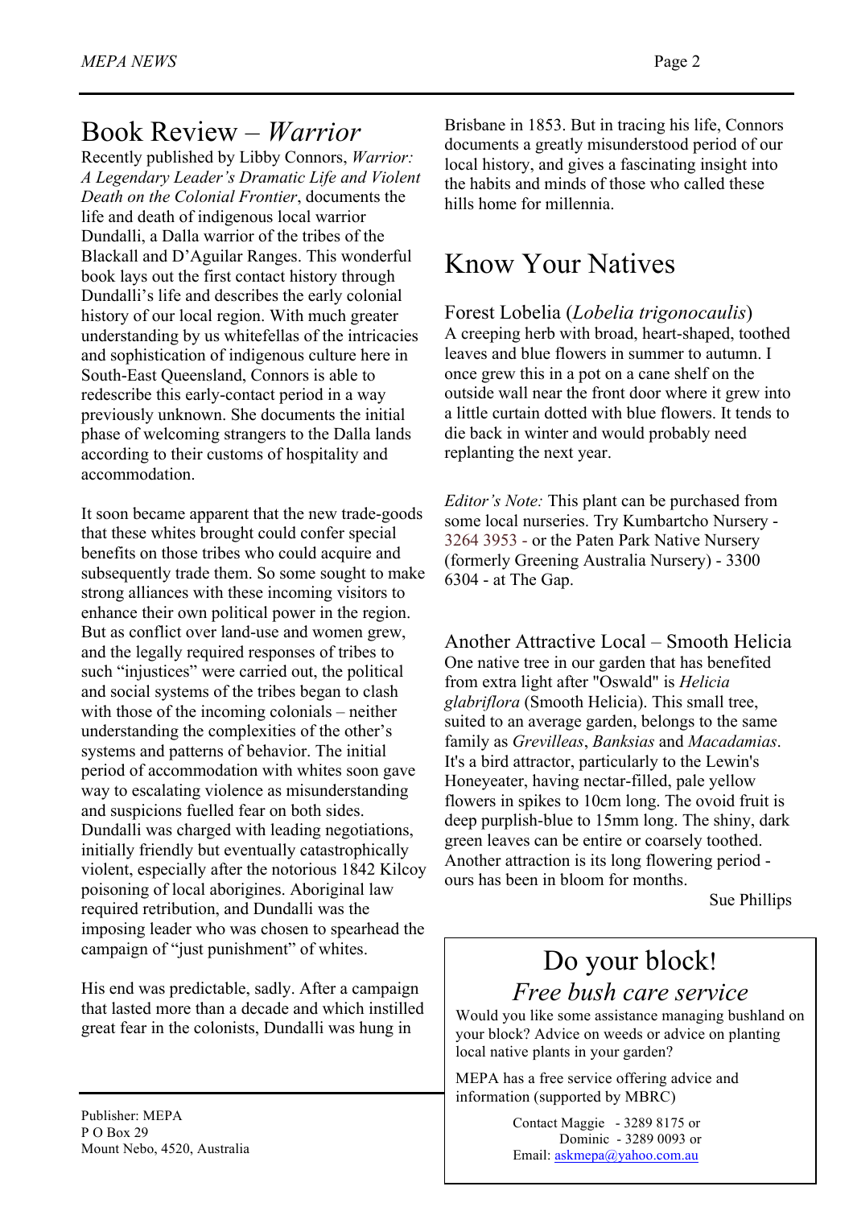# Book Review – *Warrior*

Recently published by Libby Connors, *Warrior: A Legendary Leader's Dramatic Life and Violent Death on the Colonial Frontier*, documents the life and death of indigenous local warrior Dundalli, a Dalla warrior of the tribes of the Blackall and D'Aguilar Ranges. This wonderful book lays out the first contact history through Dundalli's life and describes the early colonial history of our local region. With much greater understanding by us whitefellas of the intricacies and sophistication of indigenous culture here in South-East Queensland, Connors is able to redescribe this early-contact period in a way previously unknown. She documents the initial phase of welcoming strangers to the Dalla lands according to their customs of hospitality and accommodation.

It soon became apparent that the new trade-goods that these whites brought could confer special benefits on those tribes who could acquire and subsequently trade them. So some sought to make strong alliances with these incoming visitors to enhance their own political power in the region. But as conflict over land-use and women grew, and the legally required responses of tribes to such "injustices" were carried out, the political and social systems of the tribes began to clash with those of the incoming colonials – neither understanding the complexities of the other's systems and patterns of behavior. The initial period of accommodation with whites soon gave way to escalating violence as misunderstanding and suspicions fuelled fear on both sides. Dundalli was charged with leading negotiations, initially friendly but eventually catastrophically violent, especially after the notorious 1842 Kilcoy poisoning of local aborigines. Aboriginal law required retribution, and Dundalli was the imposing leader who was chosen to spearhead the campaign of "just punishment" of whites.

His end was predictable, sadly. After a campaign that lasted more than a decade and which instilled great fear in the colonists, Dundalli was hung in Brisbane in 1853. But in tracing his life, Connors documents a greatly misunderstood period of our local history, and gives a fascinating insight into the habits and minds of those who called these hills home for millennia.

# Know Your Natives

## Forest Lobelia (*Lobelia trigonocaulis*)

A creeping herb with broad, heart-shaped, toothed leaves and blue flowers in summer to autumn. I once grew this in a pot on a cane shelf on the outside wall near the front door where it grew into a little curtain dotted with blue flowers. It tends to die back in winter and would probably need replanting the next year.

*Editor's Note:* This plant can be purchased from some local nurseries. Try Kumbartcho Nursery - 3264 3953 - or the Paten Park Native Nursery (formerly Greening Australia Nursery) - 3300 6304 - at The Gap.

## Another Attractive Local – Smooth Helicia

One native tree in our garden that has benefited from extra light after "Oswald" is *Helicia glabriflora* (Smooth Helicia). This small tree, suited to an average garden, belongs to the same family as *Grevilleas*, *Banksias* and *Macadamias*. It's a bird attractor, particularly to the Lewin's Honeyeater, having nectar-filled, pale yellow flowers in spikes to 10cm long. The ovoid fruit is deep purplish-blue to 15mm long. The shiny, dark green leaves can be entire or coarsely toothed. Another attraction is its long flowering period - ours has been in bloom for months.

Sue Phillips

## Do your block!

### *Free bush care service*

Would you like some assistance managing bushland on your block? Advice on weeds or advice on planting local native plants in your garden?

MEPA has a free service offering advice and information (supported by MBRC)

Contact Maggie - 3289 8175 or
Dominic - 3289 0093 or
Email: askmepa@yahoo.com.au

---

Publisher: MEPA
P O Box 29
Mount Nebo, 4520, Australia